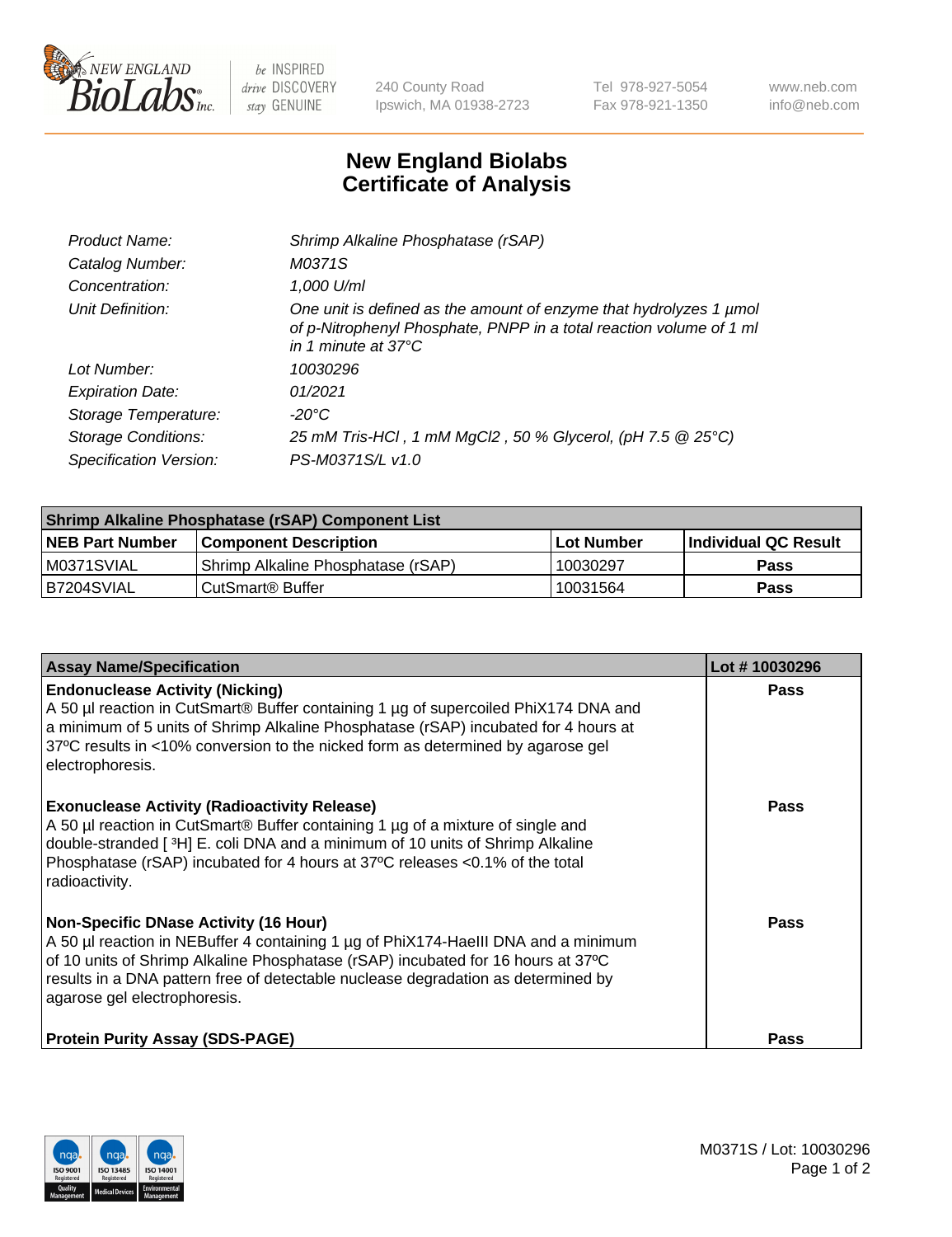# New England Biolabs Certificate of Analysis

| | |
|---|---|
| *Product Name:* | *Shrimp Alkaline Phosphatase (rSAP)* |
| *Catalog Number:* | *M0371S* |
| *Concentration:* | *1,000 U/ml* |
| *Unit Definition:* | *One unit is defined as the amount of enzyme that hydrolyzes 1 µmol of p-Nitrophenyl Phosphate, PNPP in a total reaction volume of 1 ml in 1 minute at 37°C* |
| *Lot Number:* | *10030296* |
| *Expiration Date:* | *01/2021* |
| *Storage Temperature:* | *-20°C* |
| *Storage Conditions:* | *25 mM Tris-HCl , 1 mM MgCl2 , 50 % Glycerol, (pH 7.5 @ 25°C)* |
| *Specification Version:* | *PS-M0371S/L v1.0* |

| Shrimp Alkaline Phosphatase (rSAP) Component List | | | |
|---|---|---|---|
| **NEB Part Number** | **Component Description** | **Lot Number** | **Individual QC Result** |
| M0371SVIAL | Shrimp Alkaline Phosphatase (rSAP) | 10030297 | **Pass** |
| B7204SVIAL | CutSmart® Buffer | 10031564 | **Pass** |

| Assay Name/Specification | Lot # 10030296 |
|---|---|
| **Endonuclease Activity (Nicking)**<br>A 50 µl reaction in CutSmart® Buffer containing 1 µg of supercoiled PhiX174 DNA and a minimum of 5 units of Shrimp Alkaline Phosphatase (rSAP) incubated for 4 hours at 37ºC results in <10% conversion to the nicked form as determined by agarose gel electrophoresis. | **Pass** |
| **Exonuclease Activity (Radioactivity Release)**<br>A 50 µl reaction in CutSmart® Buffer containing 1 µg of a mixture of single and double-stranded [ $^3$H] E. coli DNA and a minimum of 10 units of Shrimp Alkaline Phosphatase (rSAP) incubated for 4 hours at 37ºC releases <0.1% of the total radioactivity. | **Pass** |
| **Non-Specific DNase Activity (16 Hour)**<br>A 50 µl reaction in NEBuffer 4 containing 1 µg of PhiX174-HaeIII DNA and a minimum of 10 units of Shrimp Alkaline Phosphatase (rSAP) incubated for 16 hours at 37ºC results in a DNA pattern free of detectable nuclease degradation as determined by agarose gel electrophoresis. | **Pass** |
| **Protein Purity Assay (SDS-PAGE)** | **Pass** |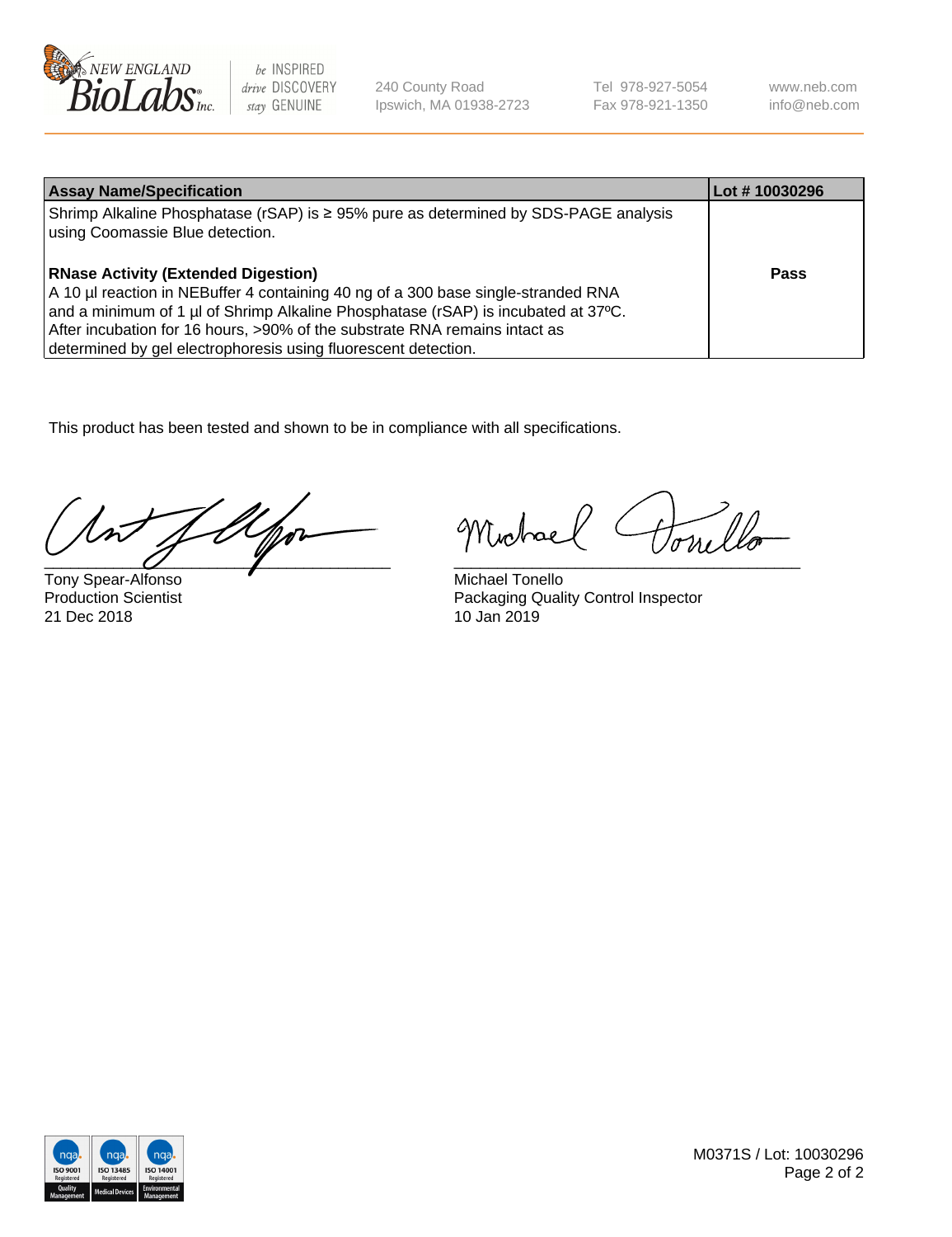| Assay Name/Specification | Lot # 10030296 |
| --- | --- |
| Shrimp Alkaline Phosphatase (rSAP) is ≥ 95% pure as determined by SDS-PAGE analysis using Coomassie Blue detection. | |
| **RNase Activity (Extended Digestion)**<br>A 10 µl reaction in NEBuffer 4 containing 40 ng of a 300 base single-stranded RNA and a minimum of 1 µl of Shrimp Alkaline Phosphatase (rSAP) is incubated at 37ºC. After incubation for 16 hours, >90% of the substrate RNA remains intact as determined by gel electrophoresis using fluorescent detection. | **Pass** |

This product has been tested and shown to be in compliance with all specifications.

Tony Spear-Alfonso
Production Scientist
21 Dec 2018

Michael Tonello
Packaging Quality Control Inspector
10 Jan 2019

M0371S / Lot: 10030296